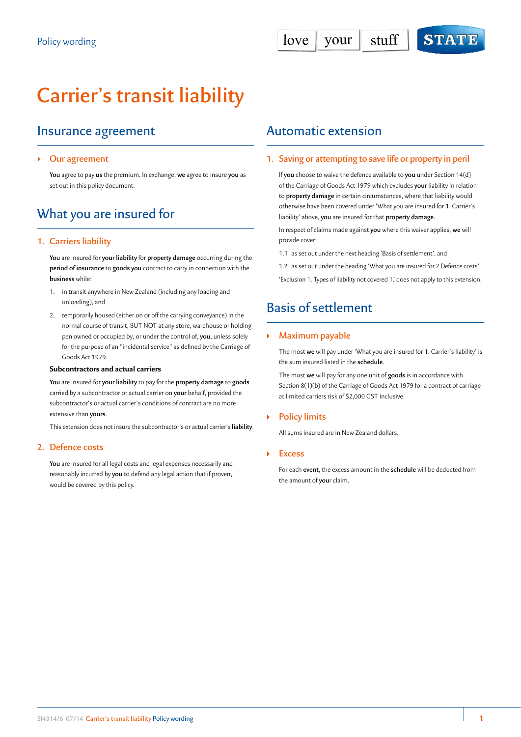Policy wording

# Carrier's transit liability

## Insurance agreement

### Our agreement

**You** agree to pay **us** the premium. In exchange, **we** agree to insure **you** as set out in this policy document.

## What you are insured for

### 1. Carriers liability

**You** are insured for **your liability** for **property damage** occurring during the **period of insurance** to **goods you** contract to carry in connection with the **business** while:

1. in transit anywhere in New Zealand (including any loading and unloading), and
2. temporarily housed (either on or off the carrying conveyance) in the normal course of transit, BUT NOT at any store, warehouse or holding pen owned or occupied by, or under the control of, **you**, unless solely for the purpose of an "incidental service" as defined by the Carriage of Goods Act 1979.

**Subcontractors and actual carriers**

**You** are insured for **your liability** to pay for the **property damage** to **goods** carried by a subcontractor or actual carrier on **your** behalf, provided the subcontractor's or actual carrier's conditions of contract are no more extensive than **yours**.

This extension does not insure the subcontractor's or actual carrier's **liability**.

### 2. Defence costs

**You** are insured for all legal costs and legal expenses necessarily and reasonably incurred by **you** to defend any legal action that if proven, would be covered by this policy.

## Automatic extension

### 1. Saving or attempting to save life or property in peril

If **you** choose to waive the defence available to **you** under Section 14(d) of the Carriage of Goods Act 1979 which excludes **your** liability in relation to **property damage** in certain circumstances, where that liability would otherwise have been covered under 'What you are insured for 1. Carrier's liability' above, **you** are insured for that **property damage**.

In respect of claims made against **you** where this waiver applies, **we** will provide cover:

1.1 as set out under the next heading 'Basis of settlement', and

1.2 as set out under the heading 'What you are insured for 2 Defence costs'.

'Exclusion 1. Types of liability not covered 1.' does not apply to this extension.

## Basis of settlement

### Maximum payable

The most **we** will pay under 'What you are insured for 1. Carrier's liability' is the sum insured listed in the **schedule**.

The most **we** will pay for any one unit of **goods** is in accordance with Section 8(1)(b) of the Carriage of Goods Act 1979 for a contract of carriage at limited carriers risk of $2,000 GST inclusive.

### Policy limits

All sums insured are in New Zealand dollars.

### Excess

For each **event**, the excess amount in the **schedule** will be deducted from the amount of **your** claim.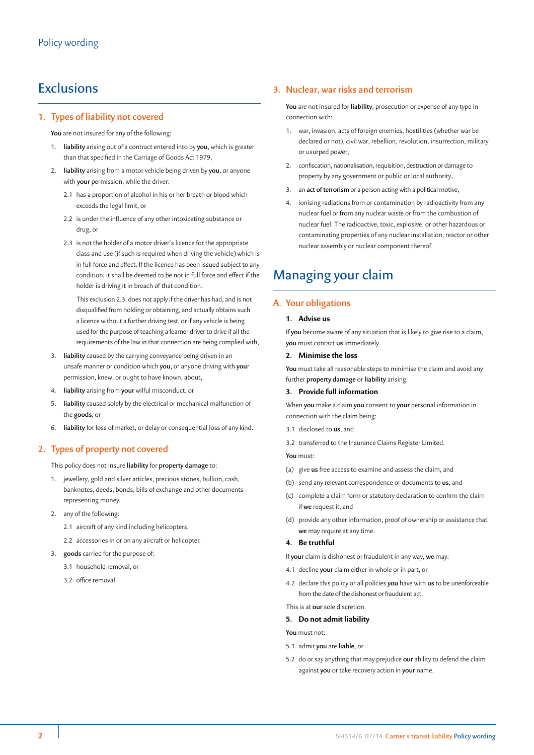# Exclusions

## 1. Types of liability not covered

**You** are not insured for any of the following:

1. **liability** arising out of a contract entered into by **you**, which is greater than that specified in the Carriage of Goods Act 1979,
2. **liability** arising from a motor vehicle being driven by **you**, or anyone with **your** permission, while the driver:
   - 2.1 has a proportion of alcohol in his or her breath or blood which exceeds the legal limit, or
   - 2.2 is under the influence of any other intoxicating substance or drug, or
   - 2.3 is not the holder of a motor driver's licence for the appropriate class and use (if such is required when driving the vehicle) which is in full force and effect. If the licence has been issued subject to any condition, it shall be deemed to be not in full force and effect if the holder is driving it in breach of that condition.

     This exclusion 2.3. does not apply if the driver has had, and is not disqualified from holding or obtaining, and actually obtains such a licence without a further driving test, or if any vehicle is being used for the purpose of teaching a learner driver to drive if all the requirements of the law in that connection are being complied with,
3. **liability** caused by the carrying conveyance being driven in an unsafe manner or condition which **you**, or anyone driving with **your** permission, knew, or ought to have known, about,
4. **liability** arising from **your** wilful misconduct, or
5. **liability** caused solely by the electrical or mechanical malfunction of the **goods**, or
6. **liability** for loss of market, or delay or consequential loss of any kind.

## 2. Types of property not covered

This policy does not insure **liability** for **property damage** to:

1. jewellery, gold and silver articles, precious stones, bullion, cash, banknotes, deeds, bonds, bills of exchange and other documents representing money.
2. any of the following:
   - 2.1 aircraft of any kind including helicopters,
   - 2.2 accessories in or on any aircraft or helicopter.
3. **goods** carried for the purpose of:
   - 3.1 household removal, or
   - 3.2 office removal.

## 3. Nuclear, war risks and terrorism

**You** are not insured for **liability**, prosecution or expense of any type in connection with:

1. war, invasion, acts of foreign enemies, hostilities (whether war be declared or not), civil war, rebellion, revolution, insurrection, military or usurped power,
2. confiscation, nationalisation, requisition, destruction or damage to property by any government or public or local authority,
3. an **act of terrorism** or a person acting with a political motive,
4. ionising radiations from or contamination by radioactivity from any nuclear fuel or from any nuclear waste or from the combustion of nuclear fuel. The radioactive, toxic, explosive, or other hazardous or contaminating properties of any nuclear installation, reactor or other nuclear assembly or nuclear component thereof.

# Managing your claim

## A. Your obligations

### 1. Advise us

If **you** become aware of any situation that is likely to give rise to a claim, **you** must contact **us** immediately.

### 2. Minimise the loss

**You** must take all reasonable steps to minimise the claim and avoid any further **property damage** or **liability** arising.

### 3. Provide full information

When **you** make a claim **you** consent to **your** personal information in connection with the claim being:

3.1 disclosed to **us**, and

3.2 transferred to the Insurance Claims Register Limited.

**You** must:

(a) give **us** free access to examine and assess the claim, and

(b) send any relevant correspondence or documents to **us**, and

(c) complete a claim form or statutory declaration to confirm the claim if **we** request it, and

(d) provide any other information, proof of ownership or assistance that **we** may require at any time.

### 4. Be truthful

If **your** claim is dishonest or fraudulent in any way, **we** may:

4.1 decline **your** claim either in whole or in part, or

4.2 declare this policy or all policies **you** have with **us** to be unenforceable from the date of the dishonest or fraudulent act.

This is at **our** sole discretion.

### 5. Do not admit liability

**You** must not:

5.1 admit **you** are **liable**, or

5.2 do or say anything that may prejudice **our** ability to defend the claim against **you** or take recovery action in **your** name.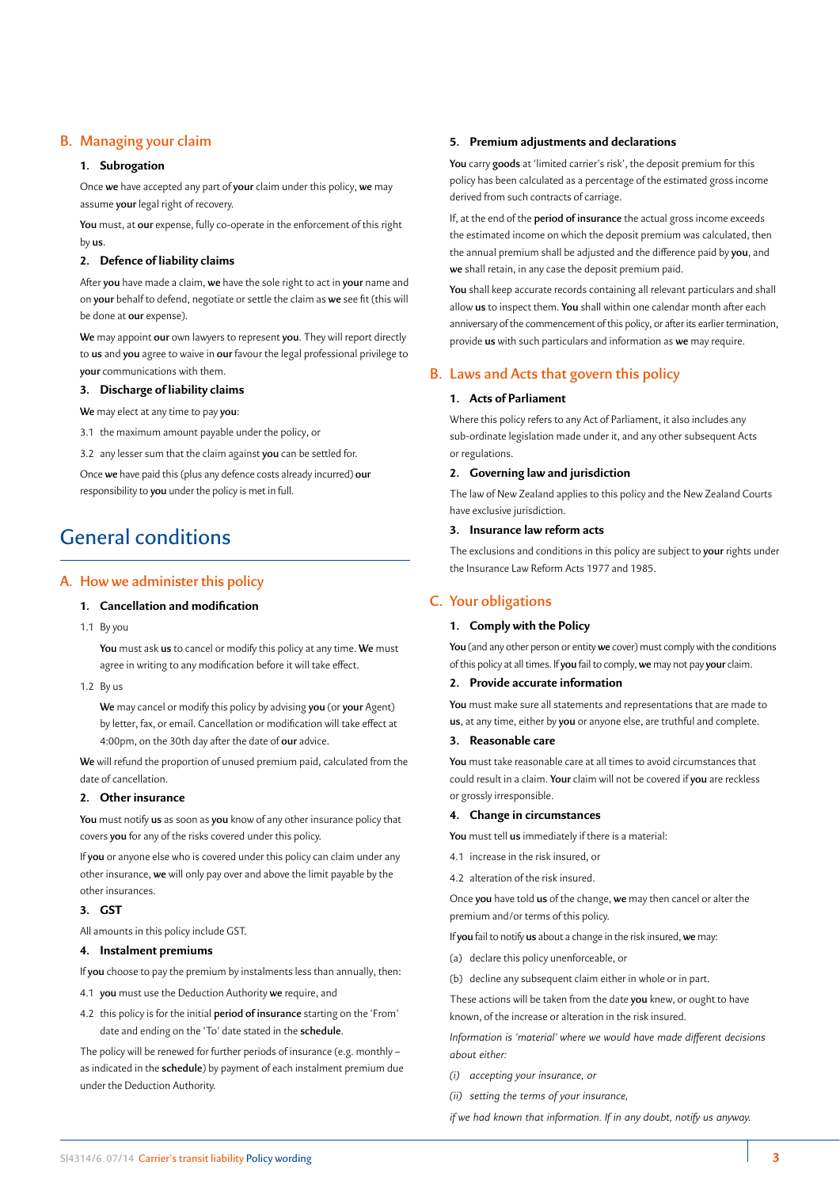## B. Managing your claim

### 1. Subrogation

Once **we** have accepted any part of **your** claim under this policy, **we** may assume **your** legal right of recovery.

**You** must, at **our** expense, fully co-operate in the enforcement of this right by **us**.

### 2. Defence of liability claims

After **you** have made a claim, **we** have the sole right to act in **your** name and on **your** behalf to defend, negotiate or settle the claim as **we** see fit (this will be done at **our** expense).

**We** may appoint **our** own lawyers to represent **you**. They will report directly to **us** and **you** agree to waive in **our** favour the legal professional privilege to **your** communications with them.

### 3. Discharge of liability claims

**We** may elect at any time to pay **you**:

3.1 the maximum amount payable under the policy, or

3.2 any lesser sum that the claim against **you** can be settled for.

Once **we** have paid this (plus any defence costs already incurred) **our** responsibility to **you** under the policy is met in full.

# General conditions

## A. How we administer this policy

### 1. Cancellation and modification

1.1 By you

**You** must ask **us** to cancel or modify this policy at any time. **We** must agree in writing to any modification before it will take effect.

1.2 By us

**We** may cancel or modify this policy by advising **you** (or **your** Agent) by letter, fax, or email. Cancellation or modification will take effect at 4:00pm, on the 30th day after the date of **our** advice.

**We** will refund the proportion of unused premium paid, calculated from the date of cancellation.

### 2. Other insurance

**You** must notify **us** as soon as **you** know of any other insurance policy that covers **you** for any of the risks covered under this policy.

If **you** or anyone else who is covered under this policy can claim under any other insurance, **we** will only pay over and above the limit payable by the other insurances.

### 3. GST

All amounts in this policy include GST.

### 4. Instalment premiums

If **you** choose to pay the premium by instalments less than annually, then:

4.1 **you** must use the Deduction Authority **we** require, and

4.2 this policy is for the initial **period of insurance** starting on the 'From' date and ending on the 'To' date stated in the **schedule**.

The policy will be renewed for further periods of insurance (e.g. monthly – as indicated in the **schedule**) by payment of each instalment premium due under the Deduction Authority.

### 5. Premium adjustments and declarations

**You** carry **goods** at 'limited carrier's risk', the deposit premium for this policy has been calculated as a percentage of the estimated gross income derived from such contracts of carriage.

If, at the end of the **period of insurance** the actual gross income exceeds the estimated income on which the deposit premium was calculated, then the annual premium shall be adjusted and the difference paid by **you**, and **we** shall retain, in any case the deposit premium paid.

**You** shall keep accurate records containing all relevant particulars and shall allow **us** to inspect them. **You** shall within one calendar month after each anniversary of the commencement of this policy, or after its earlier termination, provide **us** with such particulars and information as **we** may require.

## B. Laws and Acts that govern this policy

### 1. Acts of Parliament

Where this policy refers to any Act of Parliament, it also includes any sub-ordinate legislation made under it, and any other subsequent Acts or regulations.

### 2. Governing law and jurisdiction

The law of New Zealand applies to this policy and the New Zealand Courts have exclusive jurisdiction.

### 3. Insurance law reform acts

The exclusions and conditions in this policy are subject to **your** rights under the Insurance Law Reform Acts 1977 and 1985.

## C. Your obligations

### 1. Comply with the Policy

**You** (and any other person or entity **we** cover) must comply with the conditions of this policy at all times. If **you** fail to comply, **we** may not pay **your** claim.

### 2. Provide accurate information

**You** must make sure all statements and representations that are made to **us**, at any time, either by **you** or anyone else, are truthful and complete.

### 3. Reasonable care

**You** must take reasonable care at all times to avoid circumstances that could result in a claim. **Your** claim will not be covered if **you** are reckless or grossly irresponsible.

### 4. Change in circumstances

**You** must tell **us** immediately if there is a material:

4.1 increase in the risk insured, or

4.2 alteration of the risk insured.

Once **you** have told **us** of the change, **we** may then cancel or alter the premium and/or terms of this policy.

If **you** fail to notify **us** about a change in the risk insured, **we** may:

(a) declare this policy unenforceable, or

(b) decline any subsequent claim either in whole or in part.

These actions will be taken from the date **you** knew, or ought to have known, of the increase or alteration in the risk insured.

*Information is 'material' where we would have made different decisions about either:*

*(i) accepting your insurance, or*

*(ii) setting the terms of your insurance,*

*if we had known that information. If in any doubt, notify us anyway.*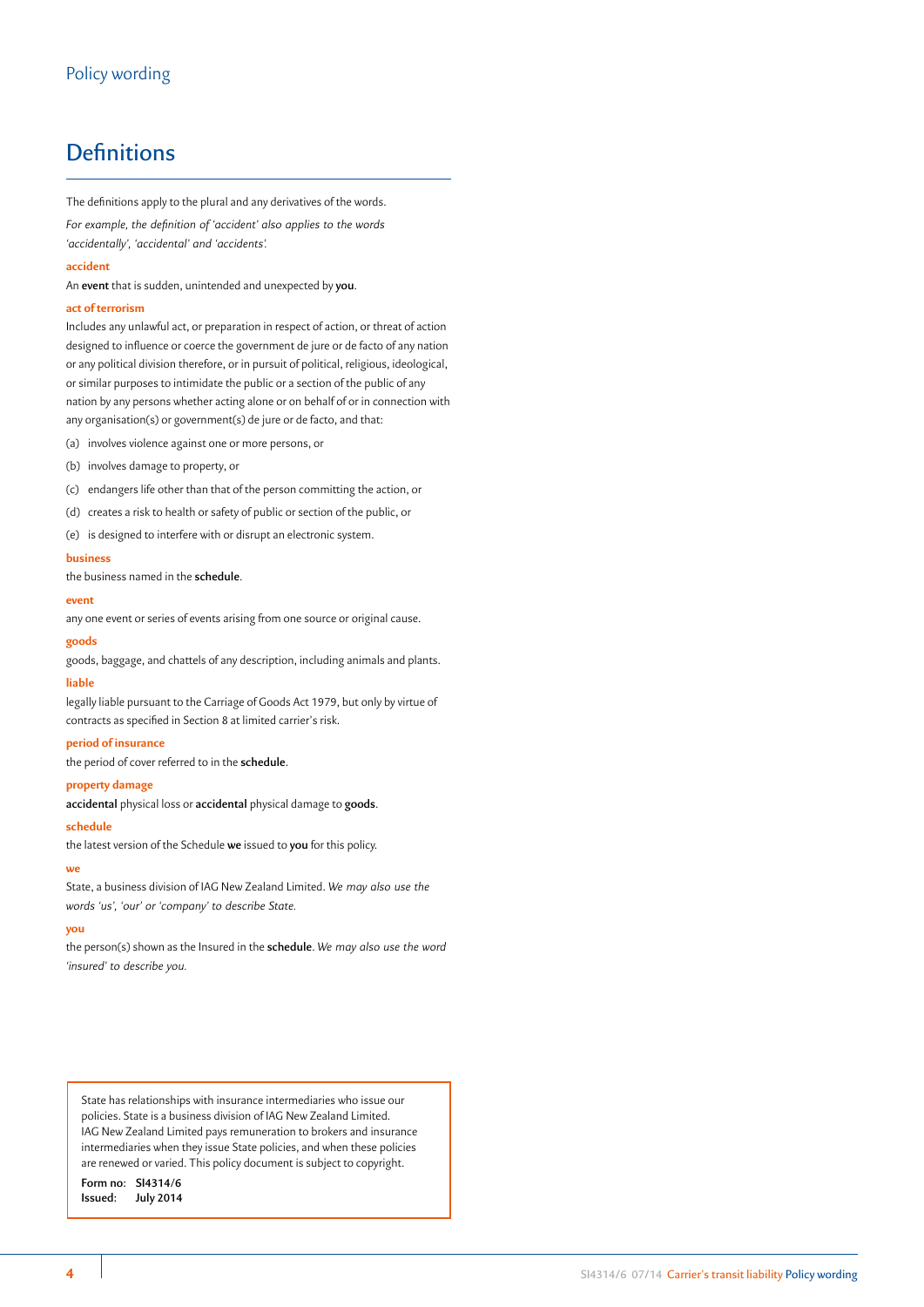Policy wording

# Definitions

The definitions apply to the plural and any derivatives of the words.

*For example, the definition of 'accident' also applies to the words 'accidentally', 'accidental' and 'accidents'.*

### accident

An **event** that is sudden, unintended and unexpected by **you**.

### act of terrorism

Includes any unlawful act, or preparation in respect of action, or threat of action designed to influence or coerce the government de jure or de facto of any nation or any political division therefore, or in pursuit of political, religious, ideological, or similar purposes to intimidate the public or a section of the public of any nation by any persons whether acting alone or on behalf of or in connection with any organisation(s) or government(s) de jure or de facto, and that:

(a) involves violence against one or more persons, or

(b) involves damage to property, or

(c) endangers life other than that of the person committing the action, or

(d) creates a risk to health or safety of public or section of the public, or

(e) is designed to interfere with or disrupt an electronic system.

### business

the business named in the **schedule**.

### event

any one event or series of events arising from one source or original cause.

### goods

goods, baggage, and chattels of any description, including animals and plants.

### liable

legally liable pursuant to the Carriage of Goods Act 1979, but only by virtue of contracts as specified in Section 8 at limited carrier's risk.

### period of insurance

the period of cover referred to in the **schedule**.

### property damage

**accidental** physical loss or **accidental** physical damage to **goods**.

### schedule

the latest version of the Schedule **we** issued to **you** for this policy.

### we

State, a business division of IAG New Zealand Limited. *We may also use the words 'us', 'our' or 'company' to describe State.*

### you

the person(s) shown as the Insured in the **schedule**. *We may also use the word 'insured' to describe you.*

State has relationships with insurance intermediaries who issue our policies. State is a business division of IAG New Zealand Limited. IAG New Zealand Limited pays remuneration to brokers and insurance intermediaries when they issue State policies, and when these policies are renewed or varied. This policy document is subject to copyright.

**Form no: SI4314/6**
**Issued: July 2014**